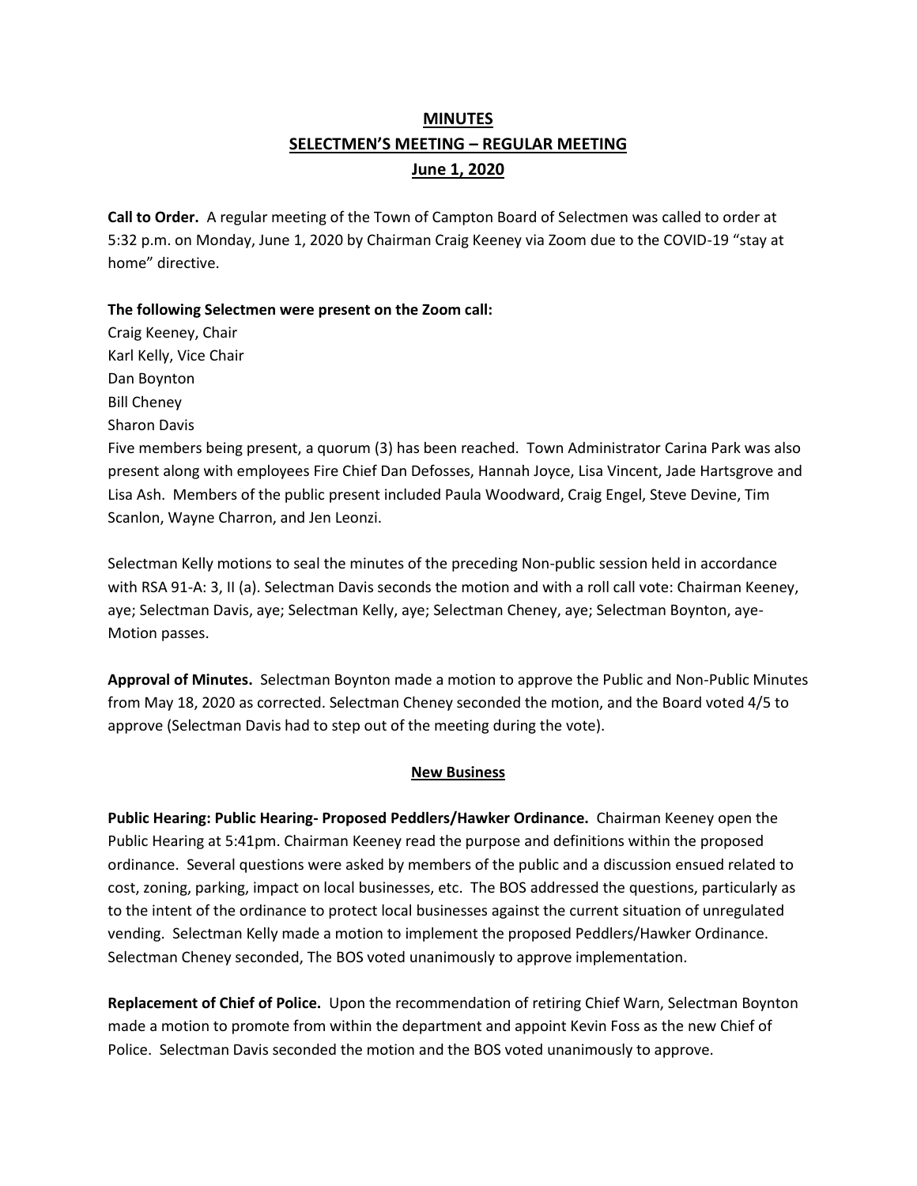# MINUTES
## SELECTMEN'S MEETING – REGULAR MEETING
### June 1, 2020

**Call to Order.** A regular meeting of the Town of Campton Board of Selectmen was called to order at 5:32 p.m. on Monday, June 1, 2020 by Chairman Craig Keeney via Zoom due to the COVID-19 "stay at home" directive.

**The following Selectmen were present on the Zoom call:**

Craig Keeney, Chair
Karl Kelly, Vice Chair
Dan Boynton
Bill Cheney
Sharon Davis

Five members being present, a quorum (3) has been reached. Town Administrator Carina Park was also present along with employees Fire Chief Dan Defosses, Hannah Joyce, Lisa Vincent, Jade Hartsgrove and Lisa Ash. Members of the public present included Paula Woodward, Craig Engel, Steve Devine, Tim Scanlon, Wayne Charron, and Jen Leonzi.

Selectman Kelly motions to seal the minutes of the preceding Non-public session held in accordance with RSA 91-A: 3, II (a). Selectman Davis seconds the motion and with a roll call vote: Chairman Keeney, aye; Selectman Davis, aye; Selectman Kelly, aye; Selectman Cheney, aye; Selectman Boynton, aye- Motion passes.

**Approval of Minutes.** Selectman Boynton made a motion to approve the Public and Non-Public Minutes from May 18, 2020 as corrected. Selectman Cheney seconded the motion, and the Board voted 4/5 to approve (Selectman Davis had to step out of the meeting during the vote).

## New Business

**Public Hearing: Public Hearing- Proposed Peddlers/Hawker Ordinance.** Chairman Keeney open the Public Hearing at 5:41pm. Chairman Keeney read the purpose and definitions within the proposed ordinance. Several questions were asked by members of the public and a discussion ensued related to cost, zoning, parking, impact on local businesses, etc. The BOS addressed the questions, particularly as to the intent of the ordinance to protect local businesses against the current situation of unregulated vending. Selectman Kelly made a motion to implement the proposed Peddlers/Hawker Ordinance. Selectman Cheney seconded, The BOS voted unanimously to approve implementation.

**Replacement of Chief of Police.** Upon the recommendation of retiring Chief Warn, Selectman Boynton made a motion to promote from within the department and appoint Kevin Foss as the new Chief of Police. Selectman Davis seconded the motion and the BOS voted unanimously to approve.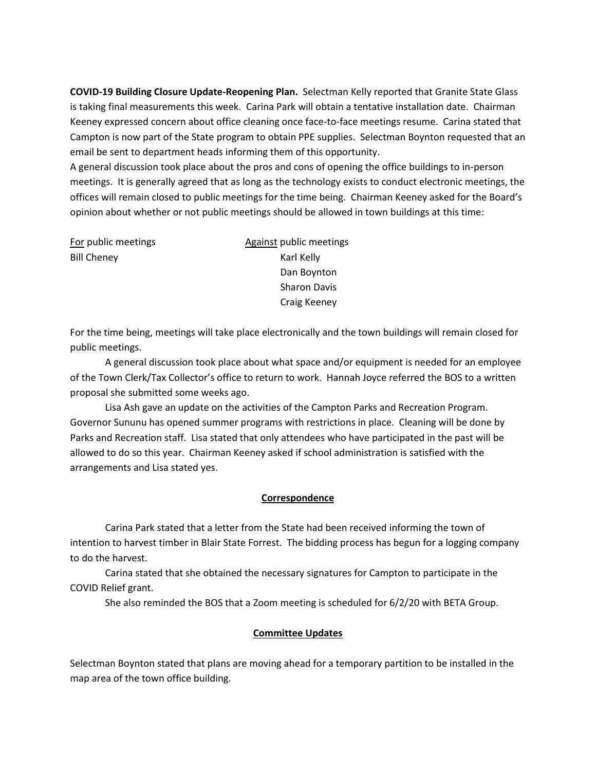**COVID-19 Building Closure Update-Reopening Plan.** Selectman Kelly reported that Granite State Glass is taking final measurements this week. Carina Park will obtain a tentative installation date. Chairman Keeney expressed concern about office cleaning once face-to-face meetings resume. Carina stated that Campton is now part of the State program to obtain PPE supplies. Selectman Boynton requested that an email be sent to department heads informing them of this opportunity.

A general discussion took place about the pros and cons of opening the office buildings to in-person meetings. It is generally agreed that as long as the technology exists to conduct electronic meetings, the offices will remain closed to public meetings for the time being. Chairman Keeney asked for the Board's opinion about whether or not public meetings should be allowed in town buildings at this time:

| For public meetings | Against public meetings |
|---|---|
| Bill Cheney | Karl Kelly |
| | Dan Boynton |
| | Sharon Davis |
| | Craig Keeney |

For the time being, meetings will take place electronically and the town buildings will remain closed for public meetings.

A general discussion took place about what space and/or equipment is needed for an employee of the Town Clerk/Tax Collector's office to return to work. Hannah Joyce referred the BOS to a written proposal she submitted some weeks ago.

Lisa Ash gave an update on the activities of the Campton Parks and Recreation Program. Governor Sununu has opened summer programs with restrictions in place. Cleaning will be done by Parks and Recreation staff. Lisa stated that only attendees who have participated in the past will be allowed to do so this year. Chairman Keeney asked if school administration is satisfied with the arrangements and Lisa stated yes.

## Correspondence

Carina Park stated that a letter from the State had been received informing the town of intention to harvest timber in Blair State Forrest. The bidding process has begun for a logging company to do the harvest.

Carina stated that she obtained the necessary signatures for Campton to participate in the COVID Relief grant.

She also reminded the BOS that a Zoom meeting is scheduled for 6/2/20 with BETA Group.

## Committee Updates

Selectman Boynton stated that plans are moving ahead for a temporary partition to be installed in the map area of the town office building.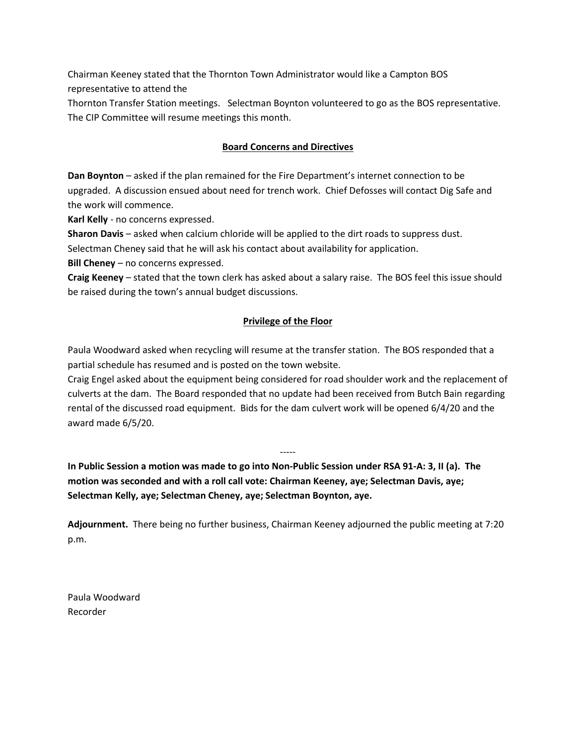Chairman Keeney stated that the Thornton Town Administrator would like a Campton BOS representative to attend the
Thornton Transfer Station meetings. Selectman Boynton volunteered to go as the BOS representative.
The CIP Committee will resume meetings this month.

## Board Concerns and Directives

**Dan Boynton** – asked if the plan remained for the Fire Department's internet connection to be upgraded. A discussion ensued about need for trench work. Chief Defosses will contact Dig Safe and the work will commence.
**Karl Kelly** - no concerns expressed.
**Sharon Davis** – asked when calcium chloride will be applied to the dirt roads to suppress dust. Selectman Cheney said that he will ask his contact about availability for application.
**Bill Cheney** – no concerns expressed.
**Craig Keeney** – stated that the town clerk has asked about a salary raise. The BOS feel this issue should be raised during the town's annual budget discussions.

## Privilege of the Floor

Paula Woodward asked when recycling will resume at the transfer station. The BOS responded that a partial schedule has resumed and is posted on the town website.
Craig Engel asked about the equipment being considered for road shoulder work and the replacement of culverts at the dam. The Board responded that no update had been received from Butch Bain regarding rental of the discussed road equipment. Bids for the dam culvert work will be opened 6/4/20 and the award made 6/5/20.

-----

**In Public Session a motion was made to go into Non-Public Session under RSA 91-A: 3, II (a). The motion was seconded and with a roll call vote: Chairman Keeney, aye; Selectman Davis, aye; Selectman Kelly, aye; Selectman Cheney, aye; Selectman Boynton, aye.**

**Adjournment.** There being no further business, Chairman Keeney adjourned the public meeting at 7:20 p.m.

Paula Woodward
Recorder